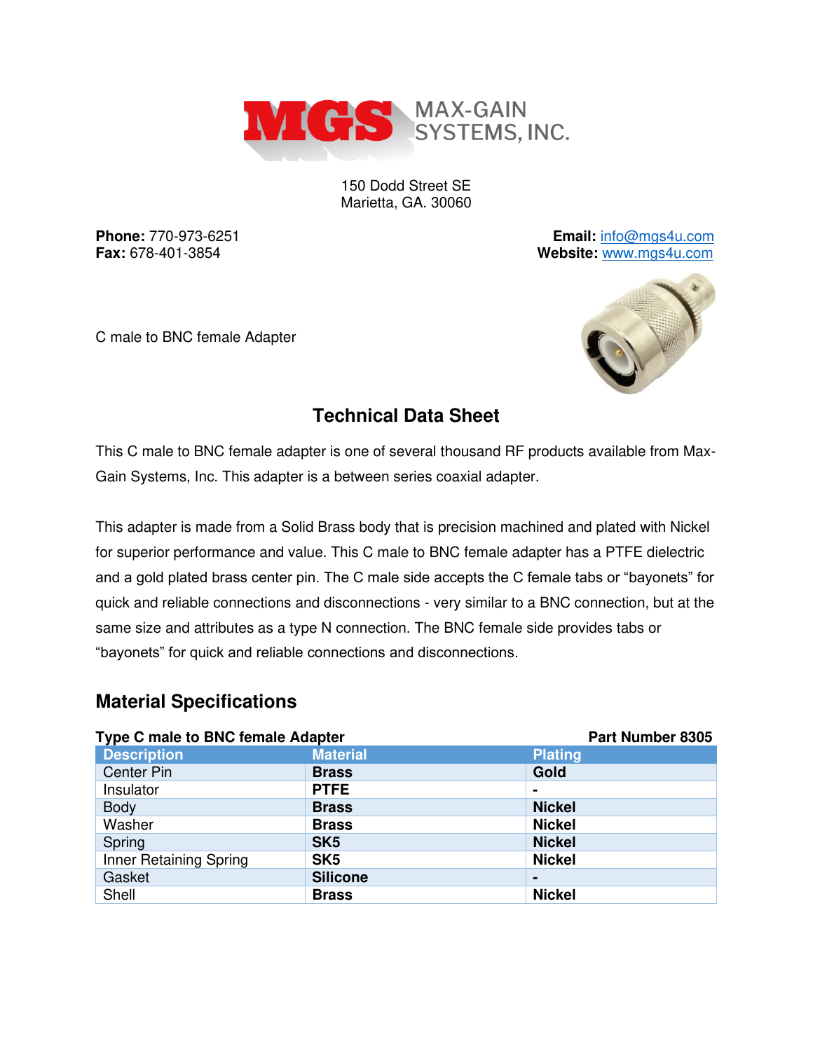MAX-GAIN SYSTEMS, INC.

150 Dodd Street SE
Marietta, GA. 30060

**Phone:** 770-973-6251
**Fax:** 678-401-3854

**Email:** info@mgs4u.com
**Website:** www.mgs4u.com

C male to BNC female Adapter

## Technical Data Sheet

This C male to BNC female adapter is one of several thousand RF products available from Max-Gain Systems, Inc. This adapter is a between series coaxial adapter.

This adapter is made from a Solid Brass body that is precision machined and plated with Nickel for superior performance and value. This C male to BNC female adapter has a PTFE dielectric and a gold plated brass center pin. The C male side accepts the C female tabs or "bayonets" for quick and reliable connections and disconnections - very similar to a BNC connection, but at the same size and attributes as a type N connection. The BNC female side provides tabs or "bayonets" for quick and reliable connections and disconnections.

## Material Specifications

**Type C male to BNC female Adapter** — **Part Number 8305**

| Description | Material | Plating |
|---|---|---|
| Center Pin | **Brass** | **Gold** |
| Insulator | **PTFE** | **-** |
| Body | **Brass** | **Nickel** |
| Washer | **Brass** | **Nickel** |
| Spring | **SK5** | **Nickel** |
| Inner Retaining Spring | **SK5** | **Nickel** |
| Gasket | **Silicone** | **-** |
| Shell | **Brass** | **Nickel** |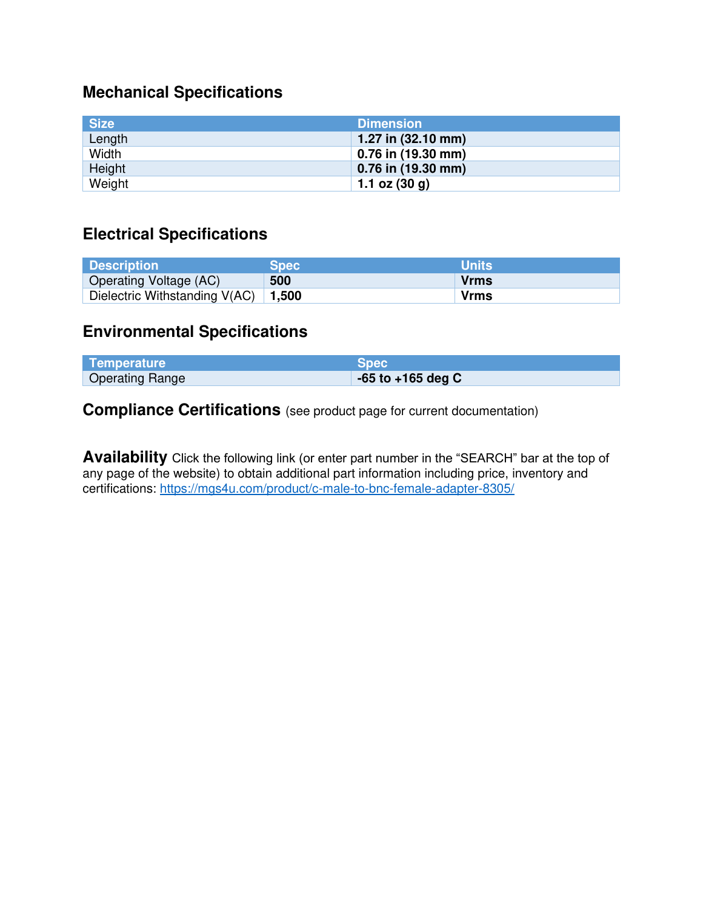## Mechanical Specifications

| Size | Dimension |
|---|---|
| Length | **1.27 in (32.10 mm)** |
| Width | **0.76 in (19.30 mm)** |
| Height | **0.76 in (19.30 mm)** |
| Weight | **1.1 oz (30 g)** |

## Electrical Specifications

| Description | Spec | Units |
|---|---|---|
| Operating Voltage (AC) | **500** | **Vrms** |
| Dielectric Withstanding V(AC) | **1,500** | **Vrms** |

## Environmental Specifications

| Temperature | Spec |
|---|---|
| Operating Range | **-65 to +165 deg C** |

**Compliance Certifications** (see product page for current documentation)

**Availability** Click the following link (or enter part number in the "SEARCH" bar at the top of any page of the website) to obtain additional part information including price, inventory and certifications: https://mgs4u.com/product/c-male-to-bnc-female-adapter-8305/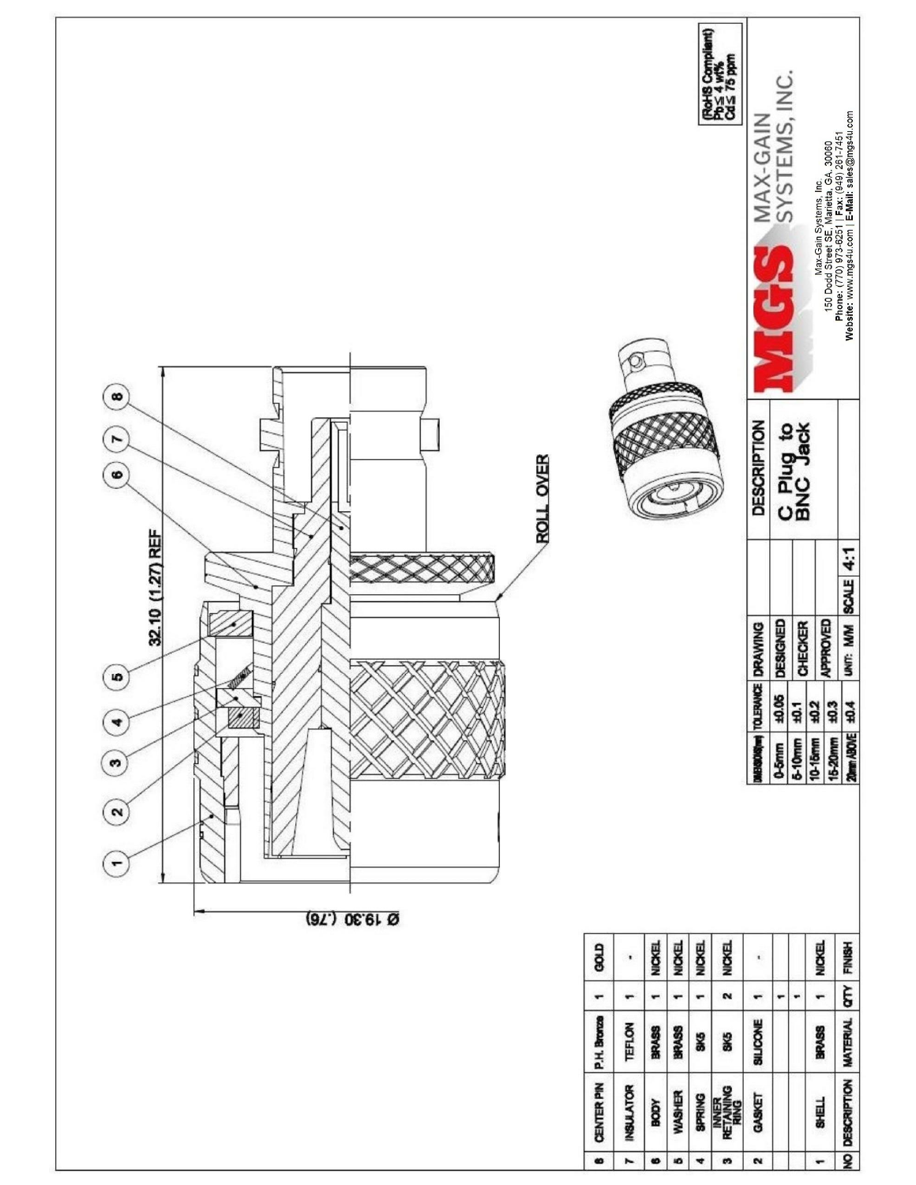(RoHS Compliant)
Pb ≤ 4 wt%
Cd ≤ 75 ppm

32.10 (1.27) REF

Ø 19.30 (.76)

ROLL OVER

1 2 3 4 5 6 7 8

| NO | DESCRIPTION | MATERIAL | QTY | FINISH |
|---|---|---|---|---|
| 8 | CENTER PIN | P.H. Bronze | 1 | GOLD |
| 7 | INSULATOR | TEFLON | 1 | - |
| 6 | BODY | BRASS | 1 | NICKEL |
| 5 | WASHER | BRASS | 1 | NICKEL |
| 4 | SPRING | SK5 | 1 | NICKEL |
| 3 | INNER RETAINING RING | SK5 | 2 | NICKEL |
| 2 | GASKET | SILICONE | 1 | - |
| | | | 1 | |
| | | | 1 | |
| 1 | SHELL | BRASS | 1 | NICKEL |

| DIMENSIONS(mm) | TOLERANCE | DRAWING | | DESCRIPTION |
|---|---|---|---|---|
| 0-5mm | ±0.05 | DESIGNED | | C Plug to BNC Jack |
| 5-10mm | ±0.1 | CHECKER | | |
| 10-15mm | ±0.2 | APPROVED | | |
| 15-20mm | ±0.3 | | | |
| 20mm ABOVE | ±0.4 | UNIT: M/M | SCALE 4:1 | |

MGS MAX-GAIN SYSTEMS, INC.

Max-Gain Systems, Inc.
150 Dodd Street SE, Marietta, GA, 30060
Phone: (770) 973-8251 | Fax: (949) 281-7451
Website: www.mgs4u.com | E-Mail: sales@mgs4u.com